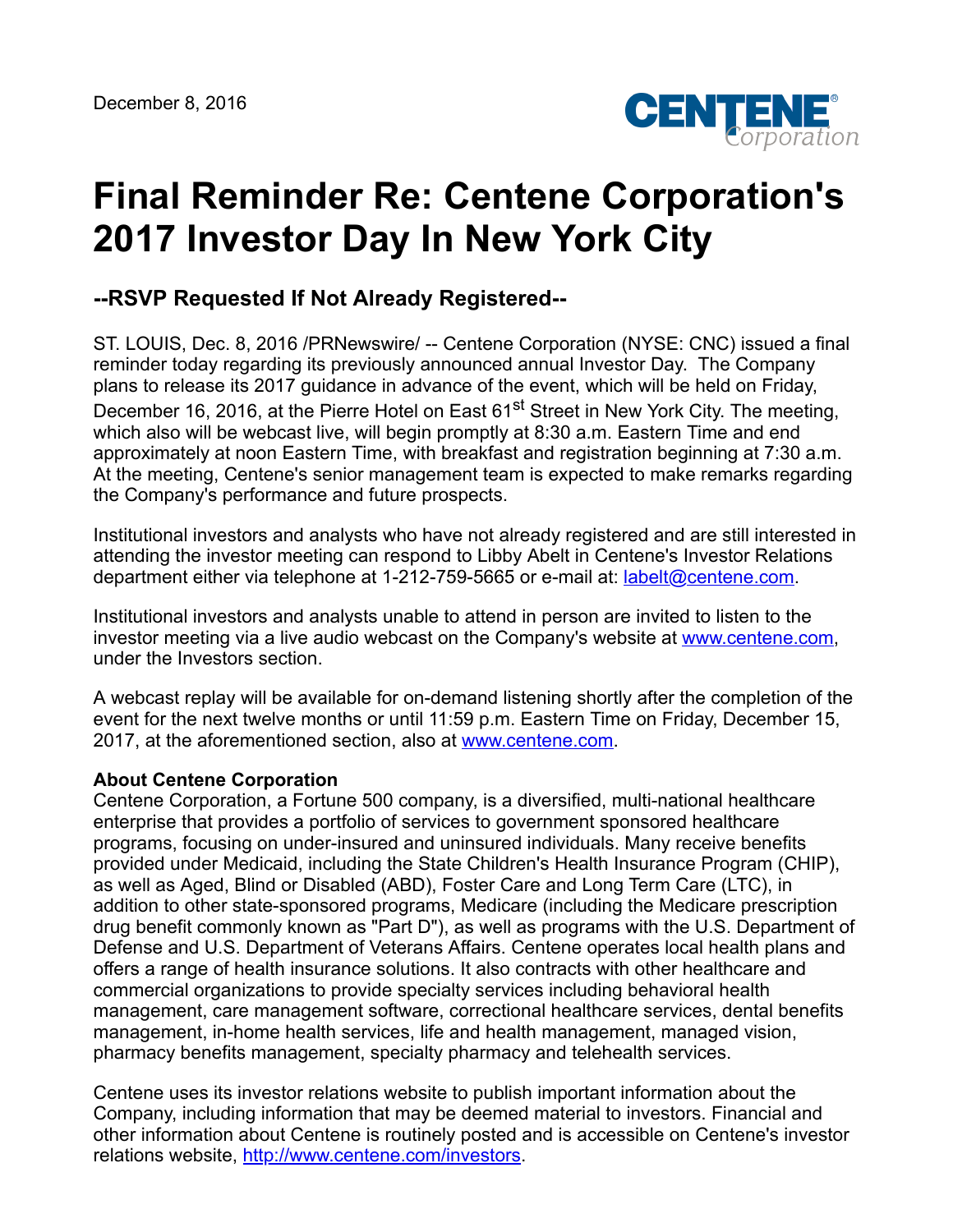December 8, 2016

# Final Reminder Re: Centene Corporation's 2017 Investor Day In New York City

## --RSVP Requested If Not Already Registered--

ST. LOUIS, Dec. 8, 2016 /PRNewswire/ -- Centene Corporation (NYSE: CNC) issued a final reminder today regarding its previously announced annual Investor Day. The Company plans to release its 2017 guidance in advance of the event, which will be held on Friday, December 16, 2016, at the Pierre Hotel on East 61st Street in New York City. The meeting, which also will be webcast live, will begin promptly at 8:30 a.m. Eastern Time and end approximately at noon Eastern Time, with breakfast and registration beginning at 7:30 a.m. At the meeting, Centene's senior management team is expected to make remarks regarding the Company's performance and future prospects.

Institutional investors and analysts who have not already registered and are still interested in attending the investor meeting can respond to Libby Abelt in Centene's Investor Relations department either via telephone at 1-212-759-5665 or e-mail at: labelt@centene.com.

Institutional investors and analysts unable to attend in person are invited to listen to the investor meeting via a live audio webcast on the Company's website at www.centene.com, under the Investors section.

A webcast replay will be available for on-demand listening shortly after the completion of the event for the next twelve months or until 11:59 p.m. Eastern Time on Friday, December 15, 2017, at the aforementioned section, also at www.centene.com.

**About Centene Corporation**
Centene Corporation, a Fortune 500 company, is a diversified, multi-national healthcare enterprise that provides a portfolio of services to government sponsored healthcare programs, focusing on under-insured and uninsured individuals. Many receive benefits provided under Medicaid, including the State Children's Health Insurance Program (CHIP), as well as Aged, Blind or Disabled (ABD), Foster Care and Long Term Care (LTC), in addition to other state-sponsored programs, Medicare (including the Medicare prescription drug benefit commonly known as "Part D"), as well as programs with the U.S. Department of Defense and U.S. Department of Veterans Affairs. Centene operates local health plans and offers a range of health insurance solutions. It also contracts with other healthcare and commercial organizations to provide specialty services including behavioral health management, care management software, correctional healthcare services, dental benefits management, in-home health services, life and health management, managed vision, pharmacy benefits management, specialty pharmacy and telehealth services.

Centene uses its investor relations website to publish important information about the Company, including information that may be deemed material to investors. Financial and other information about Centene is routinely posted and is accessible on Centene's investor relations website, http://www.centene.com/investors.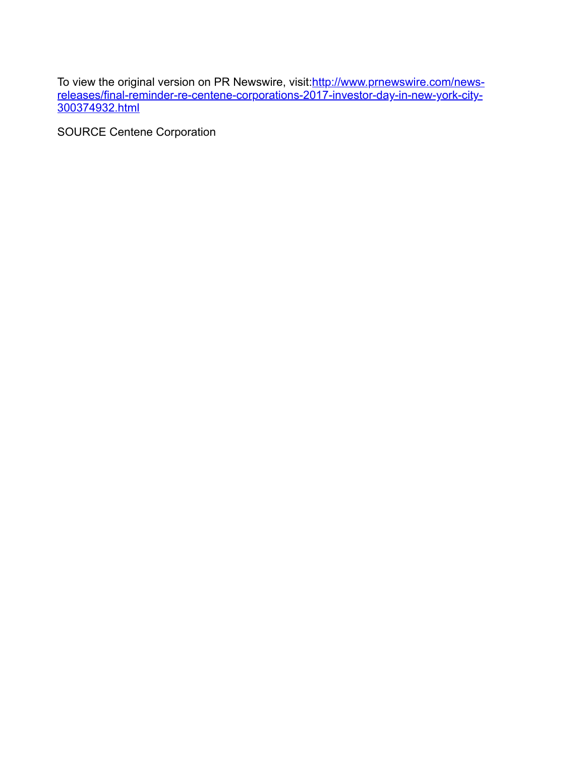To view the original version on PR Newswire, visit:[http://www.prnewswire.com/news-releases/final-reminder-re-centene-corporations-2017-investor-day-in-new-york-city-300374932.html](http://www.prnewswire.com/news-releases/final-reminder-re-centene-corporations-2017-investor-day-in-new-york-city-300374932.html)

SOURCE Centene Corporation